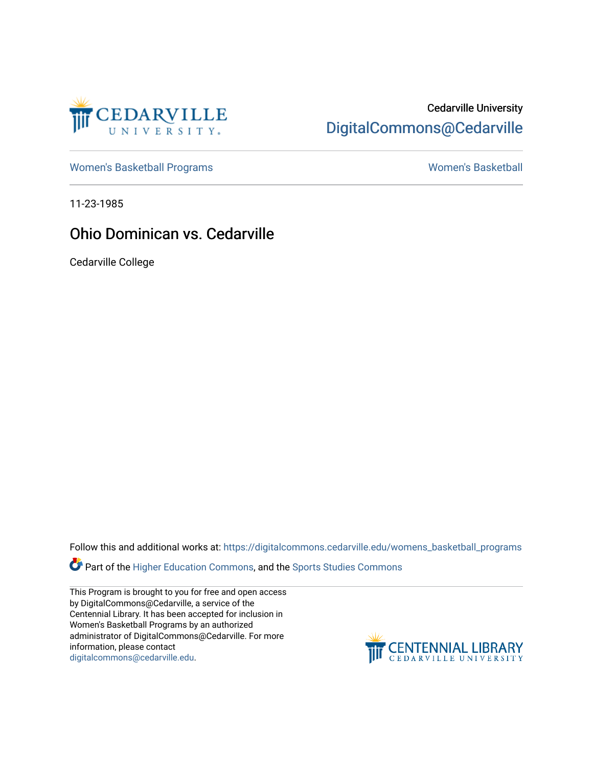Cedarville University

DigitalCommons@Cedarville

Women's Basketball Programs

Women's Basketball

11-23-1985

# Ohio Dominican vs. Cedarville

Cedarville College

Follow this and additional works at: https://digitalcommons.cedarville.edu/womens_basketball_programs

Part of the Higher Education Commons, and the Sports Studies Commons

This Program is brought to you for free and open access by DigitalCommons@Cedarville, a service of the Centennial Library. It has been accepted for inclusion in Women's Basketball Programs by an authorized administrator of DigitalCommons@Cedarville. For more information, please contact digitalcommons@cedarville.edu.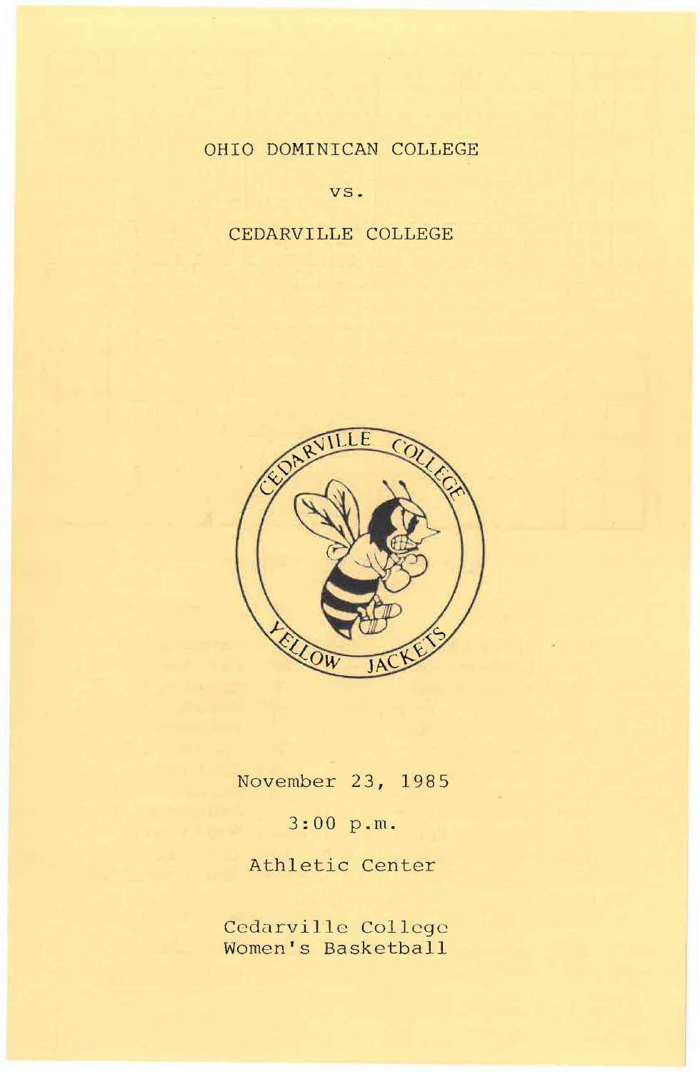OHIO DOMINICAN COLLEGE

vs.

CEDARVILLE COLLEGE

CEDARVILLE COLLEGE

YELLOW JACKETS

November 23, 1985

3:00 p.m.

Athletic Center

Cedarville College
Women's Basketball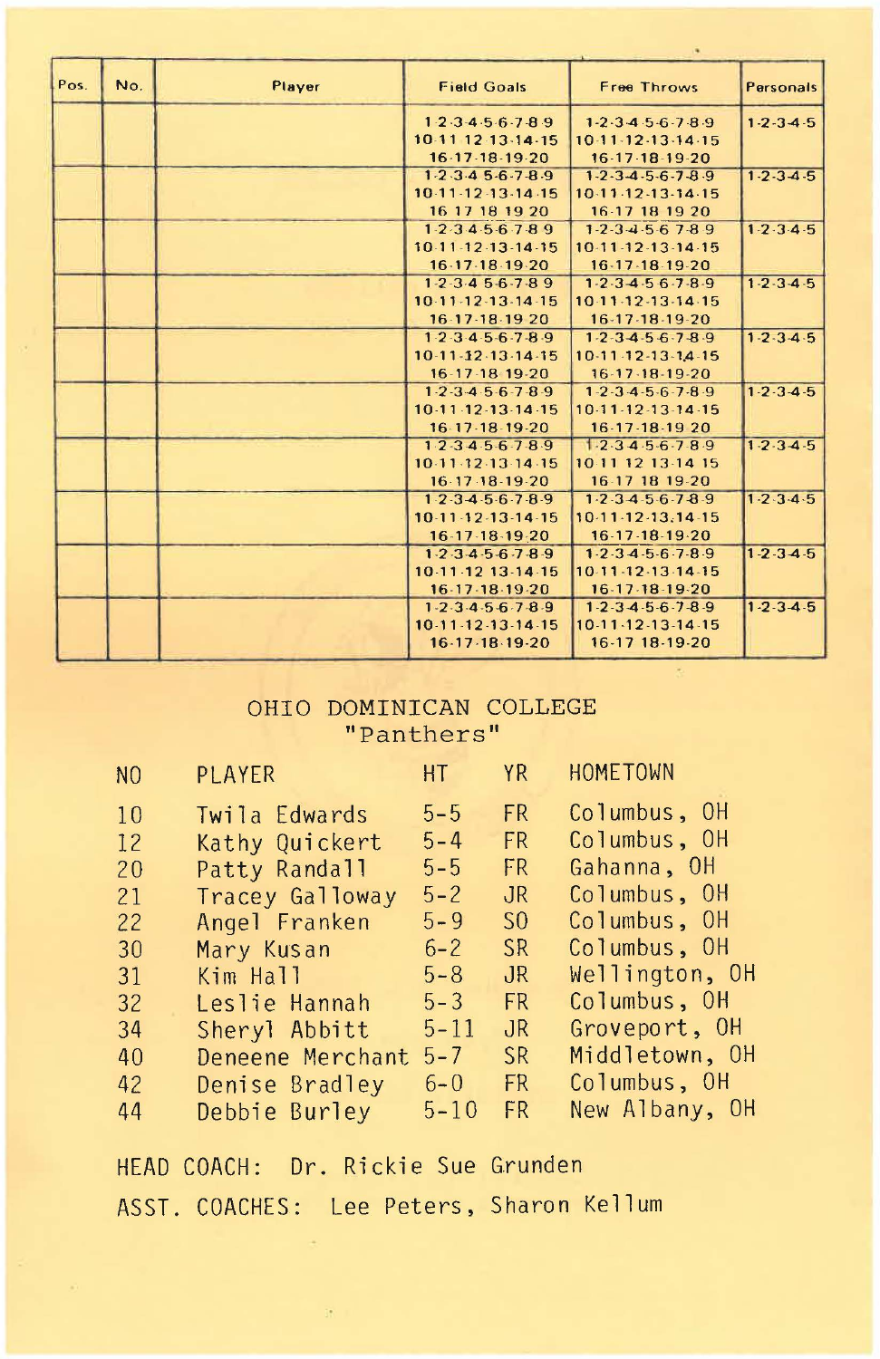| Pos. | No. | Player | Field Goals | Free Throws | Personals |
|---|---|---|---|---|---|
| | | | 1-2-3-4-5-6-7-8-9 10-11-12-13-14-15 16-17-18-19-20 | 1-2-3-4-5-6-7-8-9 10-11-12-13-14-15 16-17-18-19-20 | 1-2-3-4-5 |
| | | | 1-2-3-4-5-6-7-8-9 10-11-12-13-14-15 16-17-18-19-20 | 1-2-3-4-5-6-7-8-9 10-11-12-13-14-15 16-17-18-19-20 | 1-2-3-4-5 |
| | | | 1-2-3-4-5-6-7-8-9 10-11-12-13-14-15 16-17-18-19-20 | 1-2-3-4-5-6-7-8-9 10-11-12-13-14-15 16-17-18-19-20 | 1-2-3-4-5 |
| | | | 1-2-3-4-5-6-7-8-9 10-11-12-13-14-15 16-17-18-19-20 | 1-2-3-4-5-6-7-8-9 10-11-12-13-14-15 16-17-18-19-20 | 1-2-3-4-5 |
| | | | 1-2-3-4-5-6-7-8-9 10-11-12-13-14-15 16-17-18-19-20 | 1-2-3-4-5-6-7-8-9 10-11-12-13-14-15 16-17-18-19-20 | 1-2-3-4-5 |
| | | | 1-2-3-4-5-6-7-8-9 10-11-12-13-14-15 16-17-18-19-20 | 1-2-3-4-5-6-7-8-9 10-11-12-13-14-15 16-17-18-19-20 | 1-2-3-4-5 |
| | | | 1-2-3-4-5-6-7-8-9 10-11-12-13-14-15 16-17-18-19-20 | 1-2-3-4-5-6-7-8-9 10-11-12-13-14-15 16-17-18-19-20 | 1-2-3-4-5 |
| | | | 1-2-3-4-5-6-7-8-9 10-11-12-13-14-15 16-17-18-19-20 | 1-2-3-4-5-6-7-8-9 10-11-12-13-14-15 16-17-18-19-20 | 1-2-3-4-5 |
| | | | 1-2-3-4-5-6-7-8-9 10-11-12-13-14-15 16-17-18-19-20 | 1-2-3-4-5-6-7-8-9 10-11-12-13-14-15 16-17-18-19-20 | 1-2-3-4-5 |
| | | | 1-2-3-4-5-6-7-8-9 10-11-12-13-14-15 16-17-18-19-20 | 1-2-3-4-5-6-7-8-9 10-11-12-13-14-15 16-17-18-19-20 | 1-2-3-4-5 |

## OHIO DOMINICAN COLLEGE
## "Panthers"

| NO | PLAYER | HT | YR | HOMETOWN |
|---|---|---|---|---|
| 10 | Twila Edwards | 5-5 | FR | Columbus, OH |
| 12 | Kathy Quickert | 5-4 | FR | Columbus, OH |
| 20 | Patty Randall | 5-5 | FR | Gahanna, OH |
| 21 | Tracey Galloway | 5-2 | JR | Columbus, OH |
| 22 | Angel Franken | 5-9 | SO | Columbus, OH |
| 30 | Mary Kusan | 6-2 | SR | Columbus, OH |
| 31 | Kim Hall | 5-8 | JR | Wellington, OH |
| 32 | Leslie Hannah | 5-3 | FR | Columbus, OH |
| 34 | Sheryl Abbitt | 5-11 | JR | Groveport, OH |
| 40 | Deneene Merchant | 5-7 | SR | Middletown, OH |
| 42 | Denise Bradley | 6-0 | FR | Columbus, OH |
| 44 | Debbie Burley | 5-10 | FR | New Albany, OH |

HEAD COACH: Dr. Rickie Sue Grunden

ASST. COACHES: Lee Peters, Sharon Kellum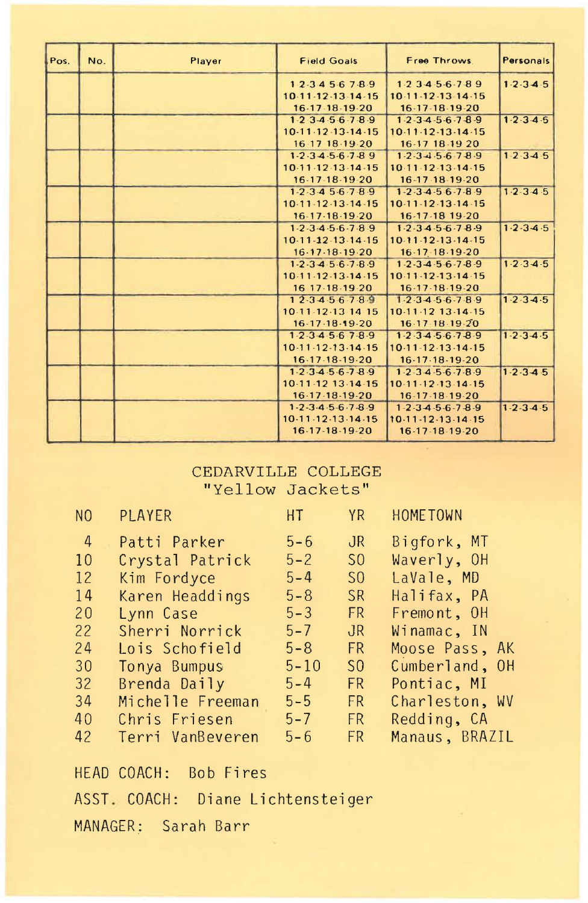| Pos. | No. | Player | Field Goals | Free Throws | Personals |
|---|---|---|---|---|---|
| | | | 1-2-3-4-5-6-7-8-9 10-11-12-13-14-15 16-17-18-19-20 | 1-2-3-4-5-6-7-8-9 10-11-12-13-14-15 16-17-18-19-20 | 1-2-3-4-5 |
| | | | 1-2-3-4-5-6-7-8-9 10-11-12-13-14-15 16-17-18-19-20 | 1-2-3-4-5-6-7-8-9 10-11-12-13-14-15 16-17-18-19-20 | 1-2-3-4-5 |
| | | | 1-2-3-4-5-6-7-8-9 10-11-12-13-14-15 16-17-18-19-20 | 1-2-3-4-5-6-7-8-9 10-11-12-13-14-15 16-17-18-19-20 | 1-2-3-4-5 |
| | | | 1-2-3-4-5-6-7-8-9 10-11-12-13-14-15 16-17-18-19-20 | 1-2-3-4-5-6-7-8-9 10-11-12-13-14-15 16-17-18-19-20 | 1-2-3-4-5 |
| | | | 1-2-3-4-5-6-7-8-9 10-11-12-13-14-15 16-17-18-19-20 | 1-2-3-4-5-6-7-8-9 10-11-12-13-14-15 16-17-18-19-20 | 1-2-3-4-5 |
| | | | 1-2-3-4-5-6-7-8-9 10-11-12-13-14-15 16-17-18-19-20 | 1-2-3-4-5-6-7-8-9 10-11-12-13-14-15 16-17-18-19-20 | 1-2-3-4-5 |
| | | | 1-2-3-4-5-6-7-8-9 10-11-12-13-14-15 16-17-18-19-20 | 1-2-3-4-5-6-7-8-9 10-11-12-13-14-15 16-17-18-19-20 | 1-2-3-4-5 |
| | | | 1-2-3-4-5-6-7-8-9 10-11-12-13-14-15 16-17-18-19-20 | 1-2-3-4-5-6-7-8-9 10-11-12-13-14-15 16-17-18-19-20 | 1-2-3-4-5 |
| | | | 1-2-3-4-5-6-7-8-9 10-11-12-13-14-15 16-17-18-19-20 | 1-2-3-4-5-6-7-8-9 10-11-12-13-14-15 16-17-18-19-20 | 1-2-3-4-5 |
| | | | 1-2-3-4-5-6-7-8-9 10-11-12-13-14-15 16-17-18-19-20 | 1-2-3-4-5-6-7-8-9 10-11-12-13-14-15 16-17-18-19-20 | 1-2-3-4-5 |

## CEDARVILLE COLLEGE
## "Yellow Jackets"

| NO | PLAYER | HT | YR | HOMETOWN |
|---|---|---|---|---|
| 4 | Patti Parker | 5-6 | JR | Bigfork, MT |
| 10 | Crystal Patrick | 5-2 | SO | Waverly, OH |
| 12 | Kim Fordyce | 5-4 | SO | LaVale, MD |
| 14 | Karen Headdings | 5-8 | SR | Halifax, PA |
| 20 | Lynn Case | 5-3 | FR | Fremont, OH |
| 22 | Sherri Norrick | 5-7 | JR | Winamac, IN |
| 24 | Lois Schofield | 5-8 | FR | Moose Pass, AK |
| 30 | Tonya Bumpus | 5-10 | SO | Cumberland, OH |
| 32 | Brenda Daily | 5-4 | FR | Pontiac, MI |
| 34 | Michelle Freeman | 5-5 | FR | Charleston, WV |
| 40 | Chris Friesen | 5-7 | FR | Redding, CA |
| 42 | Terri VanBeveren | 5-6 | FR | Manaus, BRAZIL |

HEAD COACH: Bob Fires

ASST. COACH: Diane Lichtensteiger

MANAGER: Sarah Barr